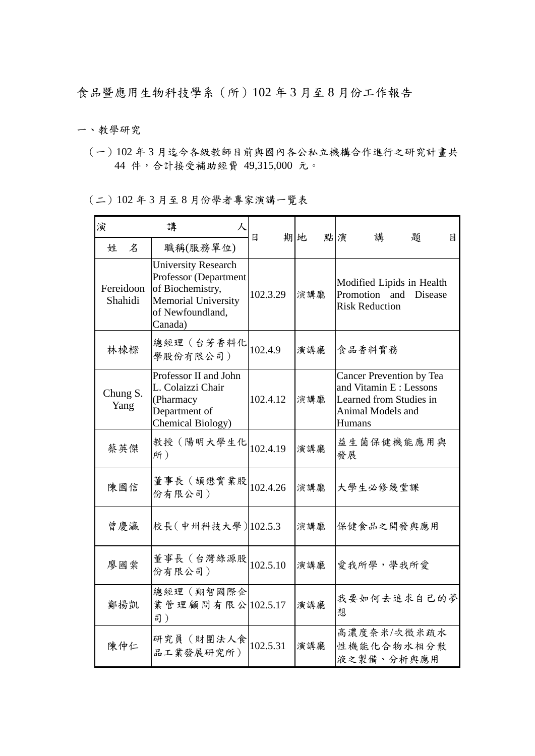# 食品暨應用生物科技學系（所）102 年 3 月至 8 月份工作報告

## 一、教學研究

（一）102 年 3 月迄今各級教師目前與國內各公私立機構合作進行之研究計畫共 44 件，合計接受補助經費 49,315,000 元。

（二）102 年 3 月至 8 月份學者專家演講一覽表

| 演講人 | | 日期 | 地點 | 演講題目 |
|---|---|---|---|---|
| 姓名 | 職稱(服務單位) | | | |
| Fereidoon Shahidi | University Research Professor (Department of Biochemistry, Memorial University of Newfoundland, Canada) | 102.3.29 | 演講廳 | Modified Lipids in Health Promotion and Disease Risk Reduction |
| 林棟樑 | 總經理（台芳香料化學股份有限公司） | 102.4.9 | 演講廳 | 食品香料實務 |
| Chung S. Yang | Professor II and John L. Colaizzi Chair (Pharmacy Department of Chemical Biology) | 102.4.12 | 演講廳 | Cancer Prevention by Tea and Vitamin E : Lessons Learned from Studies in Animal Models and Humans |
| 蔡英傑 | 教授（陽明大學生化所） | 102.4.19 | 演講廳 | 益生菌保健機能應用與發展 |
| 陳國信 | 董事長（頡懋實業股份有限公司） | 102.4.26 | 演講廳 | 大學生必修幾堂課 |
| 曾慶瀛 | 校長(中州科技大學) | 102.5.3 | 演講廳 | 保健食品之開發與應用 |
| 廖國棠 | 董事長（台灣綠源股份有限公司） | 102.5.10 | 演講廳 | 愛我所學，學我所愛 |
| 鄭揚凱 | 總經理（翔智國際企業管理顧問有限公司） | 102.5.17 | 演講廳 | 我要如何去追求自己的夢想 |
| 陳仲仁 | 研究員（財團法人食品工業發展研究所） | 102.5.31 | 演講廳 | 高濃度奈米/次微米疏水性機能化合物水相分散液之製備、分析與應用 |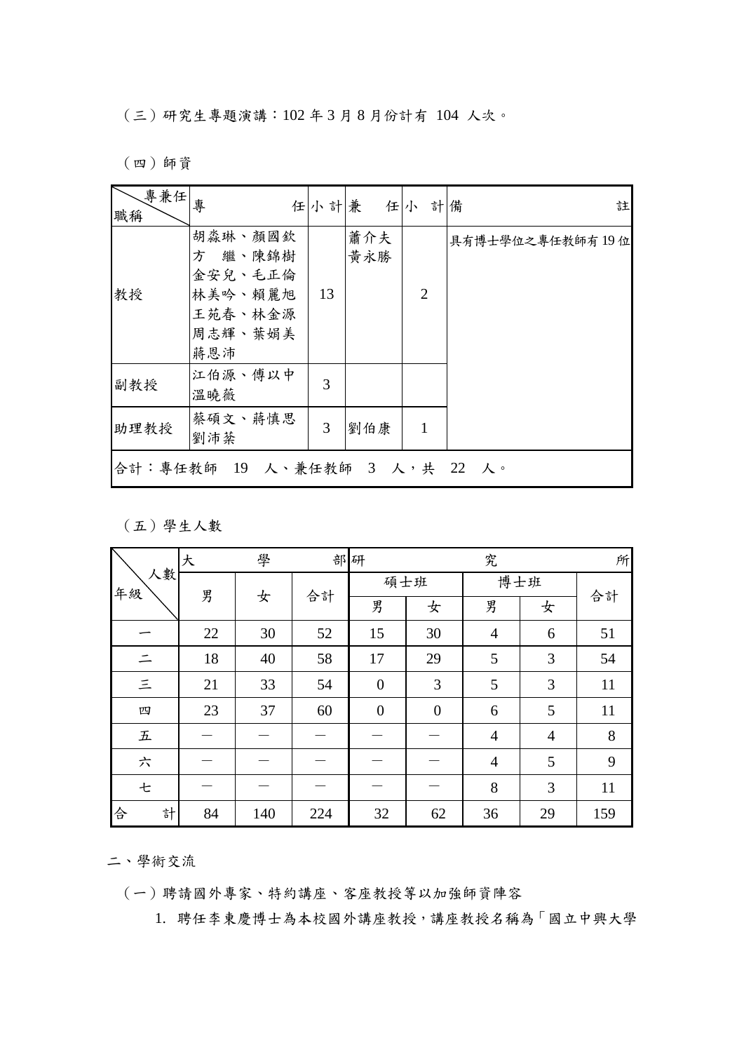（三）研究生專題演講：102 年 3 月 8 月份計有 104 人次。

（四）師資

| 職稱＼專兼任 | 專任 | 小計 | 兼任 | 小計 | 備註 |
|---|---|---|---|---|---|
| 教授 | 胡淼琳、顏國欽、方　繼、陳錦樹、金安兒、毛正倫、林美吟、賴麗旭、王苑春、林金源、周志輝、葉娟美、蔣恩沛 | 13 | 蕭介夫、黃永勝 | 2 | 具有博士學位之專任教師有 19 位 |
| 副教授 | 江伯源、傅以中、溫曉薇 | 3 | | | |
| 助理教授 | 蔡碩文、蔣慎思、劉沛棻 | 3 | 劉伯康 | 1 | |
| 合計：專任教師 19 人、兼任教師 3 人，共 22 人。 | | | | | |

（五）學生人數

| 年級＼人數 | 大學部 | | | 研究所 | | | | |
|---|---|---|---|---|---|---|---|---|
| | | | | 碩士班 | | 博士班 | | 合計 |
| | 男 | 女 | 合計 | 男 | 女 | 男 | 女 | |
| 一 | 22 | 30 | 52 | 15 | 30 | 4 | 6 | 51 |
| 二 | 18 | 40 | 58 | 17 | 29 | 5 | 3 | 54 |
| 三 | 21 | 33 | 54 | 0 | 3 | 5 | 3 | 11 |
| 四 | 23 | 37 | 60 | 0 | 0 | 6 | 5 | 11 |
| 五 | — | — | — | — | — | 4 | 4 | 8 |
| 六 | — | — | — | — | — | 4 | 5 | 9 |
| 七 | — | — | — | — | — | 8 | 3 | 11 |
| 合計 | 84 | 140 | 224 | 32 | 62 | 36 | 29 | 159 |

二、學術交流

（一）聘請國外專家、特約講座、客座教授等以加強師資陣容

1. 聘任李東慶博士為本校國外講座教授，講座教授名稱為「國立中興大學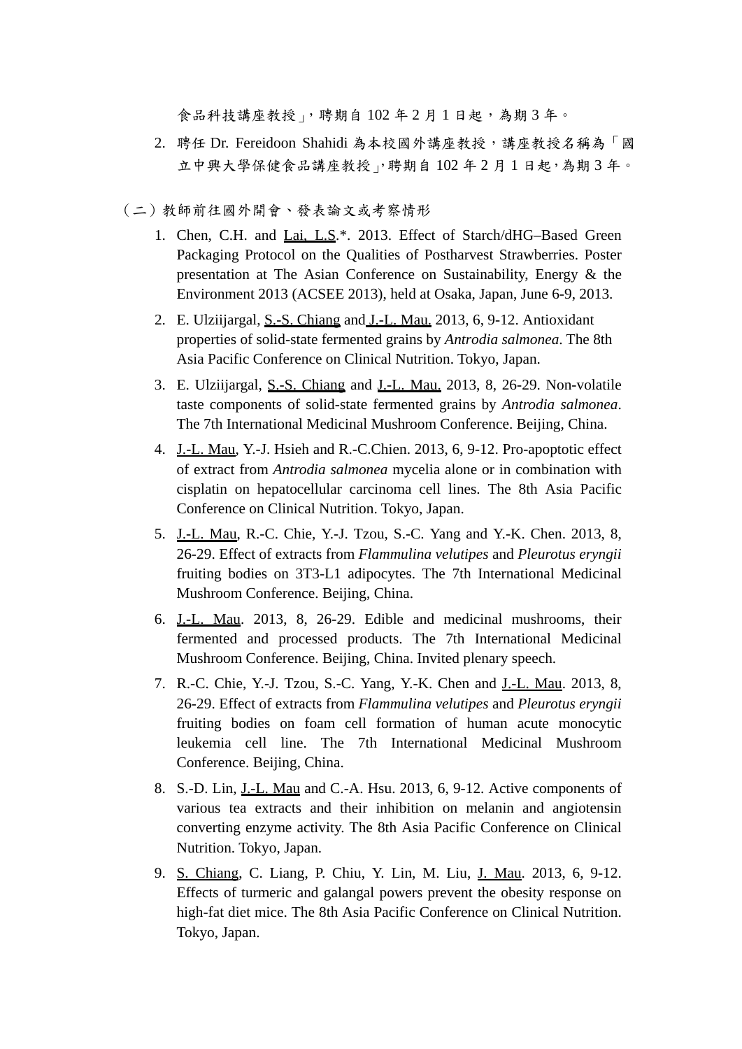食品科技講座教授」，聘期自 102 年 2 月 1 日起，為期 3 年。

2. 聘任 Dr. Fereidoon Shahidi 為本校國外講座教授，講座教授名稱為「國立中興大學保健食品講座教授」，聘期自 102 年 2 月 1 日起，為期 3 年。

（二）教師前往國外開會、發表論文或考察情形

1. Chen, C.H. and <u>Lai, L.S</u>.*. 2013. Effect of Starch/dHG–Based Green Packaging Protocol on the Qualities of Postharvest Strawberries. Poster presentation at The Asian Conference on Sustainability, Energy & the Environment 2013 (ACSEE 2013), held at Osaka, Japan, June 6-9, 2013.

2. E. Ulziijargal, <u>S.-S. Chiang</u> and <u>J.-L. Mau.</u> 2013, 6, 9-12. Antioxidant properties of solid-state fermented grains by *Antrodia salmonea*. The 8th Asia Pacific Conference on Clinical Nutrition. Tokyo, Japan.

3. E. Ulziijargal, <u>S.-S. Chiang</u> and <u>J.-L. Mau.</u> 2013, 8, 26-29. Non-volatile taste components of solid-state fermented grains by *Antrodia salmonea*. The 7th International Medicinal Mushroom Conference. Beijing, China.

4. <u>J.-L. Mau</u>, Y.-J. Hsieh and R.-C.Chien. 2013, 6, 9-12. Pro-apoptotic effect of extract from *Antrodia salmonea* mycelia alone or in combination with cisplatin on hepatocellular carcinoma cell lines. The 8th Asia Pacific Conference on Clinical Nutrition. Tokyo, Japan.

5. <u>J.-L. Mau</u>, R.-C. Chie, Y.-J. Tzou, S.-C. Yang and Y.-K. Chen. 2013, 8, 26-29. Effect of extracts from *Flammulina velutipes* and *Pleurotus eryngii* fruiting bodies on 3T3-L1 adipocytes. The 7th International Medicinal Mushroom Conference. Beijing, China.

6. <u>J.-L. Mau</u>. 2013, 8, 26-29. Edible and medicinal mushrooms, their fermented and processed products. The 7th International Medicinal Mushroom Conference. Beijing, China. Invited plenary speech.

7. R.-C. Chie, Y.-J. Tzou, S.-C. Yang, Y.-K. Chen and <u>J.-L. Mau</u>. 2013, 8, 26-29. Effect of extracts from *Flammulina velutipes* and *Pleurotus eryngii* fruiting bodies on foam cell formation of human acute monocytic leukemia cell line. The 7th International Medicinal Mushroom Conference. Beijing, China.

8. S.-D. Lin, <u>J.-L. Mau</u> and C.-A. Hsu. 2013, 6, 9-12. Active components of various tea extracts and their inhibition on melanin and angiotensin converting enzyme activity. The 8th Asia Pacific Conference on Clinical Nutrition. Tokyo, Japan.

9. <u>S. Chiang</u>, C. Liang, P. Chiu, Y. Lin, M. Liu, <u>J. Mau</u>. 2013, 6, 9-12. Effects of turmeric and galangal powers prevent the obesity response on high-fat diet mice. The 8th Asia Pacific Conference on Clinical Nutrition. Tokyo, Japan.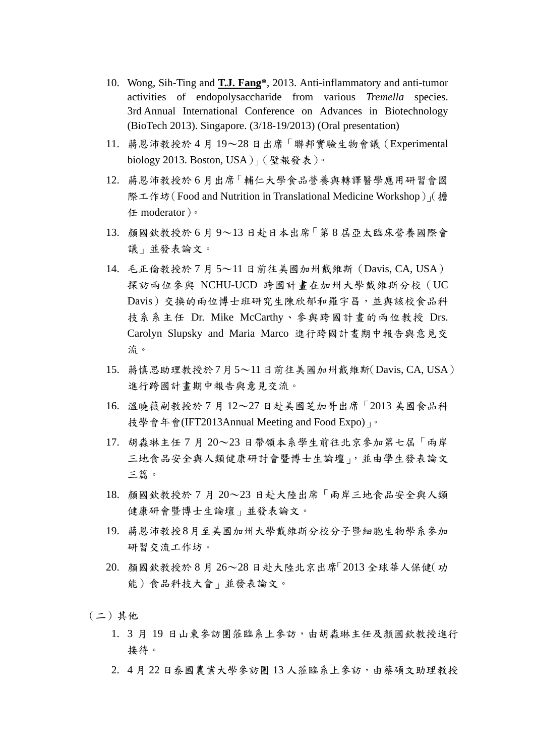10. Wong, Sih-Ting and **T.J. Fang***, 2013. Anti-inflammatory and anti-tumor activities of endopolysaccharide from various *Tremella* species. 3rd Annual International Conference on Advances in Biotechnology (BioTech 2013). Singapore. (3/18-19/2013) (Oral presentation)
11. 蔣恩沛教授於 4 月 19～28 日出席「聯邦實驗生物會議（Experimental biology 2013. Boston, USA）」（壁報發表）。
12. 蔣恩沛教授於 6 月出席「輔仁大學食品營養與轉譯醫學應用研習會國際工作坊（Food and Nutrition in Translational Medicine Workshop）」（擔任 moderator）。
13. 顏國欽教授於 6 月 9～13 日赴日本出席「第 8 屆亞太臨床營養國際會議」並發表論文。
14. 毛正倫教授於 7 月 5～11 日前往美國加州戴維斯（Davis, CA, USA）探訪兩位參與 NCHU-UCD 跨國計畫在加州大學戴維斯分校（UC Davis）交換的兩位博士班研究生陳欣郁和羅宇昌，並與該校食品科技系系主任 Dr. Mike McCarthy、參與跨國計畫的兩位教授 Drs. Carolyn Slupsky and Maria Marco 進行跨國計畫期中報告與意見交流。
15. 蔣慎思助理教授於7月5～11日前往美國加州戴維斯（Davis, CA, USA）進行跨國計畫期中報告與意見交流。
16. 溫曉薇副教授於 7 月 12～27 日赴美國芝加哥出席「2013 美國食品科技學會年會(IFT2013Annual Meeting and Food Expo)」。
17. 胡淼琳主任 7 月 20～23 日帶領本系學生前往北京參加第七屆「兩岸三地食品安全與人類健康研討會暨博士生論壇」，並由學生發表論文三篇。
18. 顏國欽教授於 7 月 20～23 日赴大陸出席「兩岸三地食品安全與人類健康研會暨博士生論壇」並發表論文。
19. 蔣恩沛教授8月至美國加州大學戴維斯分校分子暨細胞生物學系參加研習交流工作坊。
20. 顏國欽教授於 8 月 26～28 日赴大陸北京出席「2013 全球華人保健（功能）食品科技大會」並發表論文。

（二）其他

1. 3 月 19 日山東參訪團蒞臨系上參訪，由胡淼琳主任及顏國欽教授進行接待。
2. 4 月 22 日泰國農業大學參訪團 13 人蒞臨系上參訪，由蔡碩文助理教授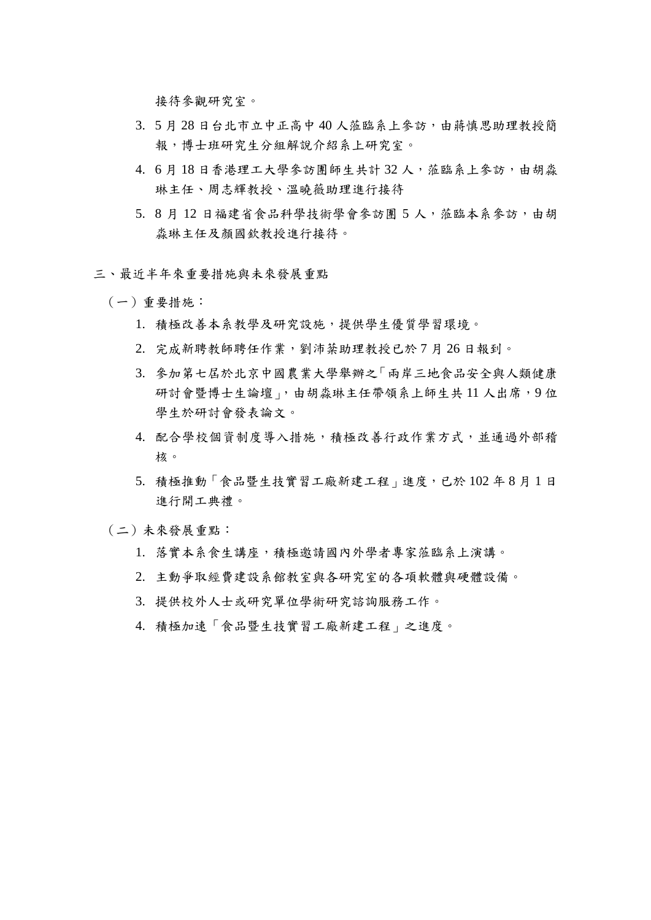接待參觀研究室。

3. 5 月 28 日台北市立中正高中 40 人蒞臨系上參訪，由蔣慎思助理教授簡報，博士班研究生分組解說介紹系上研究室。
4. 6 月 18 日香港理工大學參訪團師生共計 32 人，蒞臨系上參訪，由胡淼琳主任、周志輝教授、溫曉薇助理進行接待
5. 8 月 12 日福建省食品科學技術學會參訪團 5 人，蒞臨本系參訪，由胡淼琳主任及顏國欽教授進行接待。

## 三、最近半年來重要措施與未來發展重點

### （一）重要措施：

1. 積極改善本系教學及研究設施，提供學生優質學習環境。
2. 完成新聘教師聘任作業，劉沛棻助理教授已於 7 月 26 日報到。
3. 參加第七屆於北京中國農業大學舉辦之「兩岸三地食品安全與人類健康研討會暨博士生論壇」，由胡淼琳主任帶領系上師生共 11 人出席，9 位學生於研討會發表論文。
4. 配合學校個資制度導入措施，積極改善行政作業方式，並通過外部稽核。
5. 積極推動「食品暨生技實習工廠新建工程」進度，已於 102 年 8 月 1 日進行開工典禮。

### （二）未來發展重點：

1. 落實本系食生講座，積極邀請國內外學者專家蒞臨系上演講。
2. 主動爭取經費建設系館教室與各研究室的各項軟體與硬體設備。
3. 提供校外人士或研究單位學術研究諮詢服務工作。
4. 積極加速「食品暨生技實習工廠新建工程」之進度。